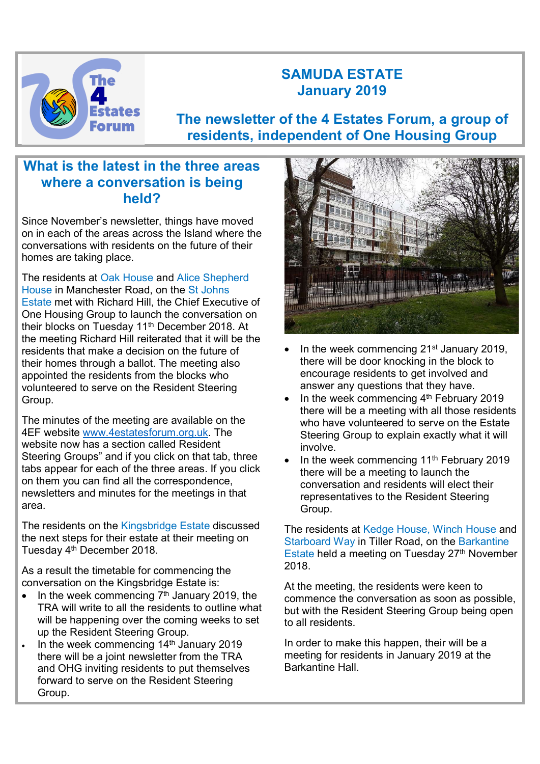# SAMUDA ESTATE
## January 2019

## The newsletter of the 4 Estates Forum, a group of residents, independent of One Housing Group

## What is the latest in the three areas where a conversation is being held?

Since November's newsletter, things have moved on in each of the areas across the Island where the conversations with residents on the future of their homes are taking place.

The residents at Oak House and Alice Shepherd House in Manchester Road, on the St Johns Estate met with Richard Hill, the Chief Executive of One Housing Group to launch the conversation on their blocks on Tuesday 11th December 2018. At the meeting Richard Hill reiterated that it will be the residents that make a decision on the future of their homes through a ballot. The meeting also appointed the residents from the blocks who volunteered to serve on the Resident Steering Group.

The minutes of the meeting are available on the 4EF website www.4estatesforum.org.uk. The website now has a section called Resident Steering Groups" and if you click on that tab, three tabs appear for each of the three areas. If you click on them you can find all the correspondence, newsletters and minutes for the meetings in that area.

The residents on the Kingsbridge Estate discussed the next steps for their estate at their meeting on Tuesday 4th December 2018.

As a result the timetable for commencing the conversation on the Kingsbridge Estate is:

- In the week commencing 7th January 2019, the TRA will write to all the residents to outline what will be happening over the coming weeks to set up the Resident Steering Group.
- In the week commencing 14th January 2019 there will be a joint newsletter from the TRA and OHG inviting residents to put themselves forward to serve on the Resident Steering Group.
- In the week commencing 21st January 2019, there will be door knocking in the block to encourage residents to get involved and answer any questions that they have.
- In the week commencing 4th February 2019 there will be a meeting with all those residents who have volunteered to serve on the Estate Steering Group to explain exactly what it will involve.
- In the week commencing 11th February 2019 there will be a meeting to launch the conversation and residents will elect their representatives to the Resident Steering Group.

The residents at Kedge House, Winch House and Starboard Way in Tiller Road, on the Barkantine Estate held a meeting on Tuesday 27th November 2018.

At the meeting, the residents were keen to commence the conversation as soon as possible, but with the Resident Steering Group being open to all residents.

In order to make this happen, their will be a meeting for residents in January 2019 at the Barkantine Hall.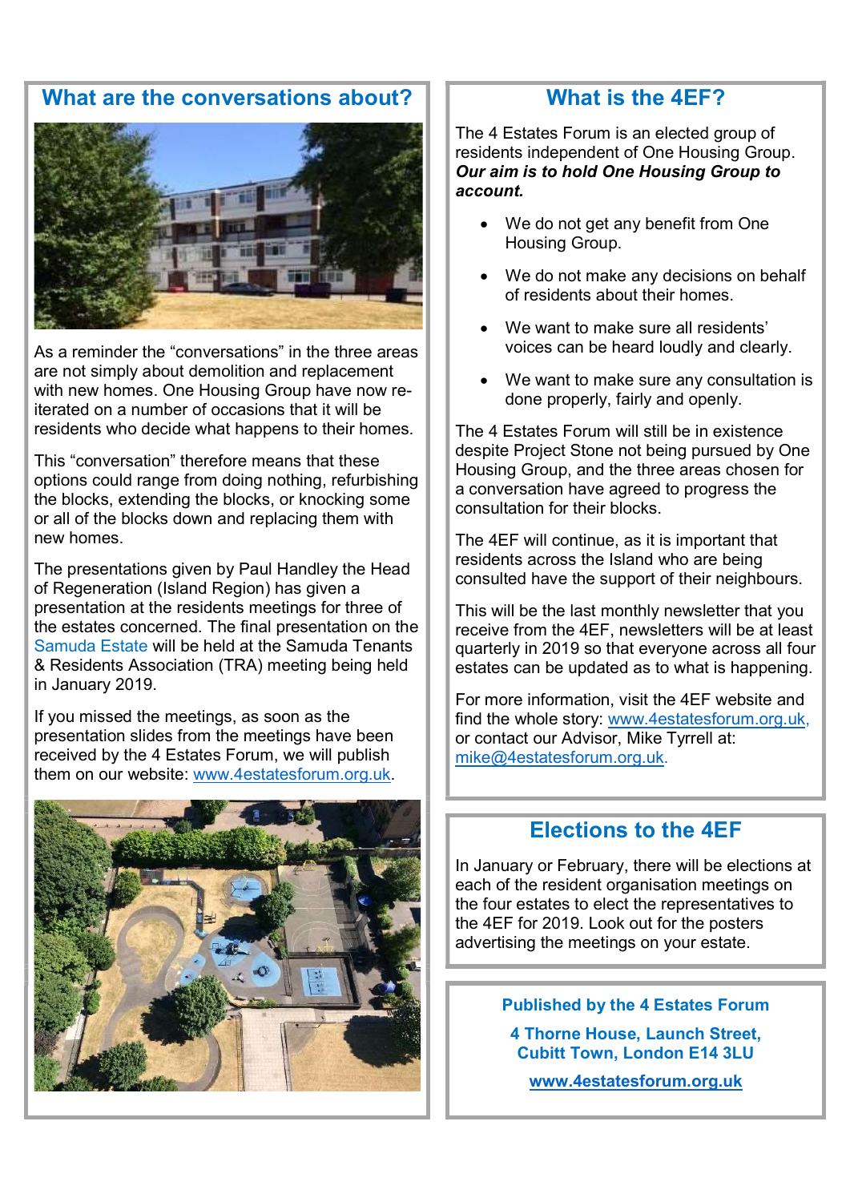## What are the conversations about?

As a reminder the "conversations" in the three areas are not simply about demolition and replacement with new homes. One Housing Group have now re-iterated on a number of occasions that it will be residents who decide what happens to their homes.

This "conversation" therefore means that these options could range from doing nothing, refurbishing the blocks, extending the blocks, or knocking some or all of the blocks down and replacing them with new homes.

The presentations given by Paul Handley the Head of Regeneration (Island Region) has given a presentation at the residents meetings for three of the estates concerned. The final presentation on the Samuda Estate will be held at the Samuda Tenants & Residents Association (TRA) meeting being held in January 2019.

If you missed the meetings, as soon as the presentation slides from the meetings have been received by the 4 Estates Forum, we will publish them on our website: www.4estatesforum.org.uk.

## What is the 4EF?

The 4 Estates Forum is an elected group of residents independent of One Housing Group. ***Our aim is to hold One Housing Group to account.***

- We do not get any benefit from One Housing Group.
- We do not make any decisions on behalf of residents about their homes.
- We want to make sure all residents' voices can be heard loudly and clearly.
- We want to make sure any consultation is done properly, fairly and openly.

The 4 Estates Forum will still be in existence despite Project Stone not being pursued by One Housing Group, and the three areas chosen for a conversation have agreed to progress the consultation for their blocks.

The 4EF will continue, as it is important that residents across the Island who are being consulted have the support of their neighbours.

This will be the last monthly newsletter that you receive from the 4EF, newsletters will be at least quarterly in 2019 so that everyone across all four estates can be updated as to what is happening.

For more information, visit the 4EF website and find the whole story: www.4estatesforum.org.uk, or contact our Advisor, Mike Tyrrell at: mike@4estatesforum.org.uk.

## Elections to the 4EF

In January or February, there will be elections at each of the resident organisation meetings on the four estates to elect the representatives to the 4EF for 2019. Look out for the posters advertising the meetings on your estate.

**Published by the 4 Estates Forum**

**4 Thorne House, Launch Street, Cubitt Town, London E14 3LU**

**www.4estatesforum.org.uk**